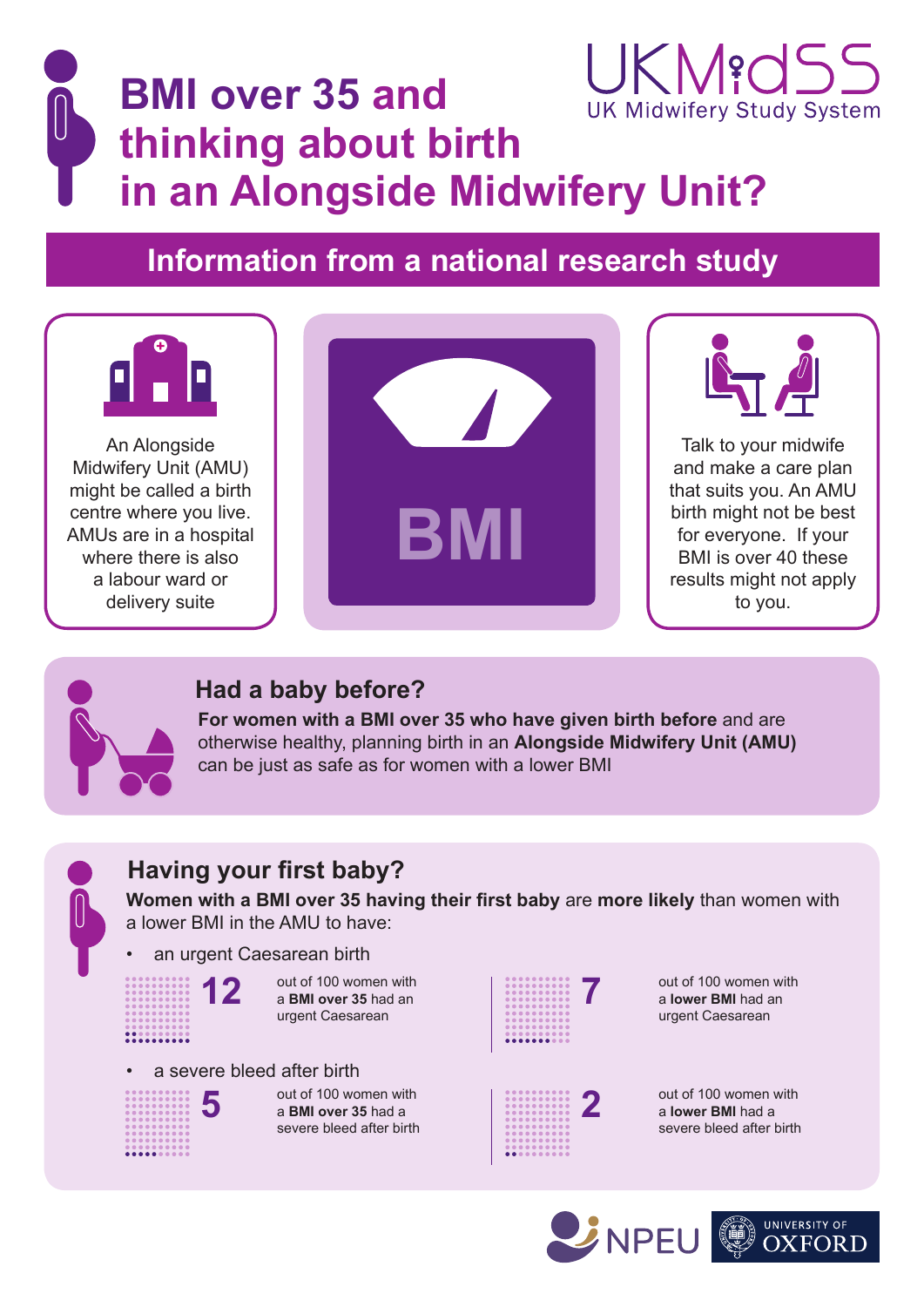UKMidSS
UK Midwifery Study System

# BMI over 35 and thinking about birth in an Alongside Midwifery Unit?

## Information from a national research study

An Alongside Midwifery Unit (AMU) might be called a birth centre where you live. AMUs are in a hospital where there is also a labour ward or delivery suite

BMI

Talk to your midwife and make a care plan that suits you. An AMU birth might not be best for everyone. If your BMI is over 40 these results might not apply to you.

### Had a baby before?

**For women with a BMI over 35 who have given birth before** and are otherwise healthy, planning birth in an **Alongside Midwifery Unit (AMU)** can be just as safe as for women with a lower BMI

### Having your first baby?

**Women with a BMI over 35 having their first baby** are **more likely** than women with a lower BMI in the AMU to have:

- an urgent Caesarean birth

**12** out of 100 women with a **BMI over 35** had an urgent Caesarean

**7** out of 100 women with a **lower BMI** had an urgent Caesarean

- a severe bleed after birth

**5** out of 100 women with a **BMI over 35** had a severe bleed after birth

**2** out of 100 women with a **lower BMI** had a severe bleed after birth

NPEU

University of Oxford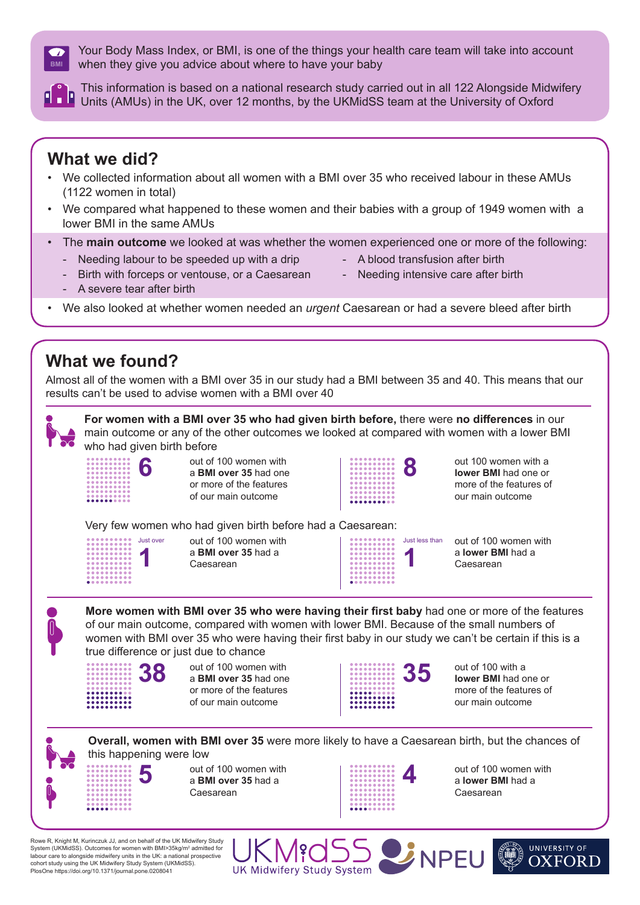Your Body Mass Index, or BMI, is one of the things your health care team will take into account when they give you advice about where to have your baby

This information is based on a national research study carried out in all 122 Alongside Midwifery Units (AMUs) in the UK, over 12 months, by the UKMidSS team at the University of Oxford

## What we did?

- We collected information about all women with a BMI over 35 who received labour in these AMUs (1122 women in total)
- We compared what happened to these women and their babies with a group of 1949 women with a lower BMI in the same AMUs
- The **main outcome** we looked at was whether the women experienced one or more of the following:
  - Needing labour to be speeded up with a drip
  - Birth with forceps or ventouse, or a Caesarean
  - A severe tear after birth
  - A blood transfusion after birth
  - Needing intensive care after birth
- We also looked at whether women needed an *urgent* Caesarean or had a severe bleed after birth

## What we found?

Almost all of the women with a BMI over 35 in our study had a BMI between 35 and 40. This means that our results can't be used to advise women with a BMI over 40

**For women with a BMI over 35 who had given birth before,** there were **no differences** in our main outcome or any of the other outcomes we looked at compared with women with a lower BMI who had given birth before

**6** out of 100 women with a **BMI over 35** had one or more of the features of our main outcome

**8** out 100 women with a **lower BMI** had one or more of the features of our main outcome

Very few women who had given birth before had a Caesarean:

Just over **1** out of 100 women with a **BMI over 35** had a Caesarean

Just less than **1** out of 100 women with a **lower BMI** had a Caesarean

**More women with BMI over 35 who were having their first baby** had one or more of the features of our main outcome, compared with women with lower BMI. Because of the small numbers of women with BMI over 35 who were having their first baby in our study we can't be certain if this is a true difference or just due to chance

**38** out of 100 women with a **BMI over 35** had one or more of the features of our main outcome

**35** out of 100 with a **lower BMI** had one or more of the features of our main outcome

**Overall, women with BMI over 35** were more likely to have a Caesarean birth, but the chances of this happening were low

**5** out of 100 women with a **BMI over 35** had a Caesarean

**4** out of 100 women with a **lower BMI** had a Caesarean

Rowe R, Knight M, Kurinczuk JJ, and on behalf of the UK Midwifery Study System (UKMidSS). Outcomes for women with BMI>35kg/m² admitted for labour care to alongside midwifery units in the UK: a national prospective cohort study using the UK Midwifery Study System (UKMidSS). PlosOne https://doi.org/10.1371/journal.pone.0208041

UKMidSS UK Midwifery Study System | NPEU | UNIVERSITY OF OXFORD